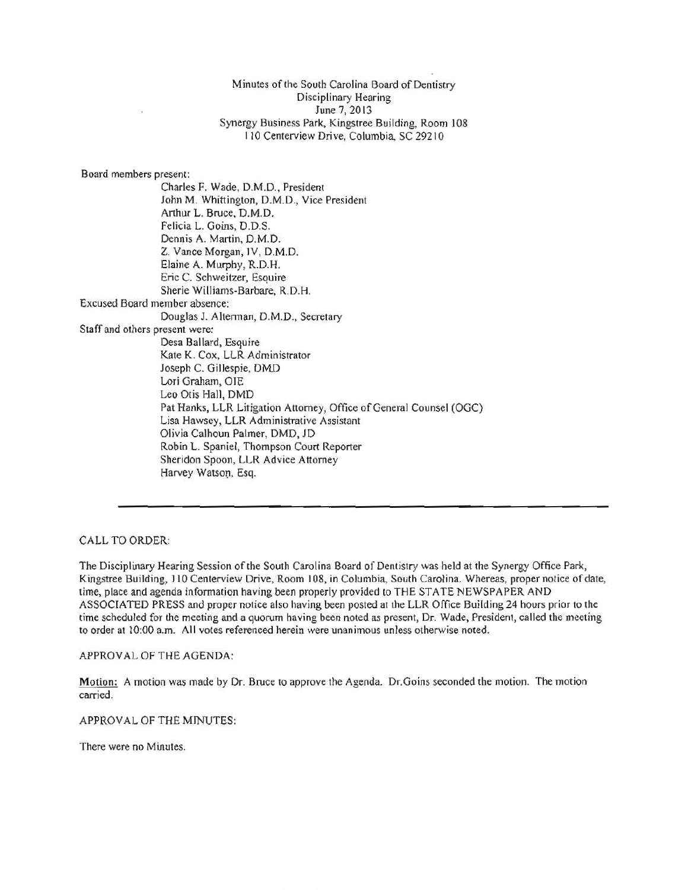Minutes of the South Carolina Board of Dentistry
Disciplinary Hearing
June 7, 2013
Synergy Business Park, Kingstree Building, Room 108
110 Centerview Drive, Columbia, SC 29210

Board members present:

- Charles F. Wade, D.M.D., President
- John M. Whittington, D.M.D., Vice President
- Arthur L. Bruce, D.M.D.
- Felicia L. Goins, D.D.S.
- Dennis A. Martin, D.M.D.
- Z. Vance Morgan, IV, D.M.D.
- Elaine A. Murphy, R.D.H.
- Eric C. Schweitzer, Esquire
- Sherie Williams-Barbare, R.D.H.

Excused Board member absence:

- Douglas J. Alterman, D.M.D., Secretary

Staff and others present were:

- Desa Ballard, Esquire
- Kate K. Cox, LLR Administrator
- Joseph C. Gillespie, DMD
- Lori Graham, OIE
- Leo Otis Hall, DMD
- Pat Hanks, LLR Litigation Attorney, Office of General Counsel (OGC)
- Lisa Hawsey, LLR Administrative Assistant
- Olivia Calhoun Palmer, DMD, JD
- Robin L. Spaniel, Thompson Court Reporter
- Sheridon Spoon, LLR Advice Attorney
- Harvey Watson, Esq.

---

CALL TO ORDER:

The Disciplinary Hearing Session of the South Carolina Board of Dentistry was held at the Synergy Office Park, Kingstree Building, 110 Centerview Drive, Room 108, in Columbia, South Carolina. Whereas, proper notice of date, time, place and agenda information having been properly provided to THE STATE NEWSPAPER AND ASSOCIATED PRESS and proper notice also having been posted at the LLR Office Building 24 hours prior to the time scheduled for the meeting and a quorum having been noted as present, Dr. Wade, President, called the meeting to order at 10:00 a.m. All votes referenced herein were unanimous unless otherwise noted.

APPROVAL OF THE AGENDA:

**Motion:** A motion was made by Dr. Bruce to approve the Agenda. Dr.Goins seconded the motion. The motion carried.

APPROVAL OF THE MINUTES:

There were no Minutes.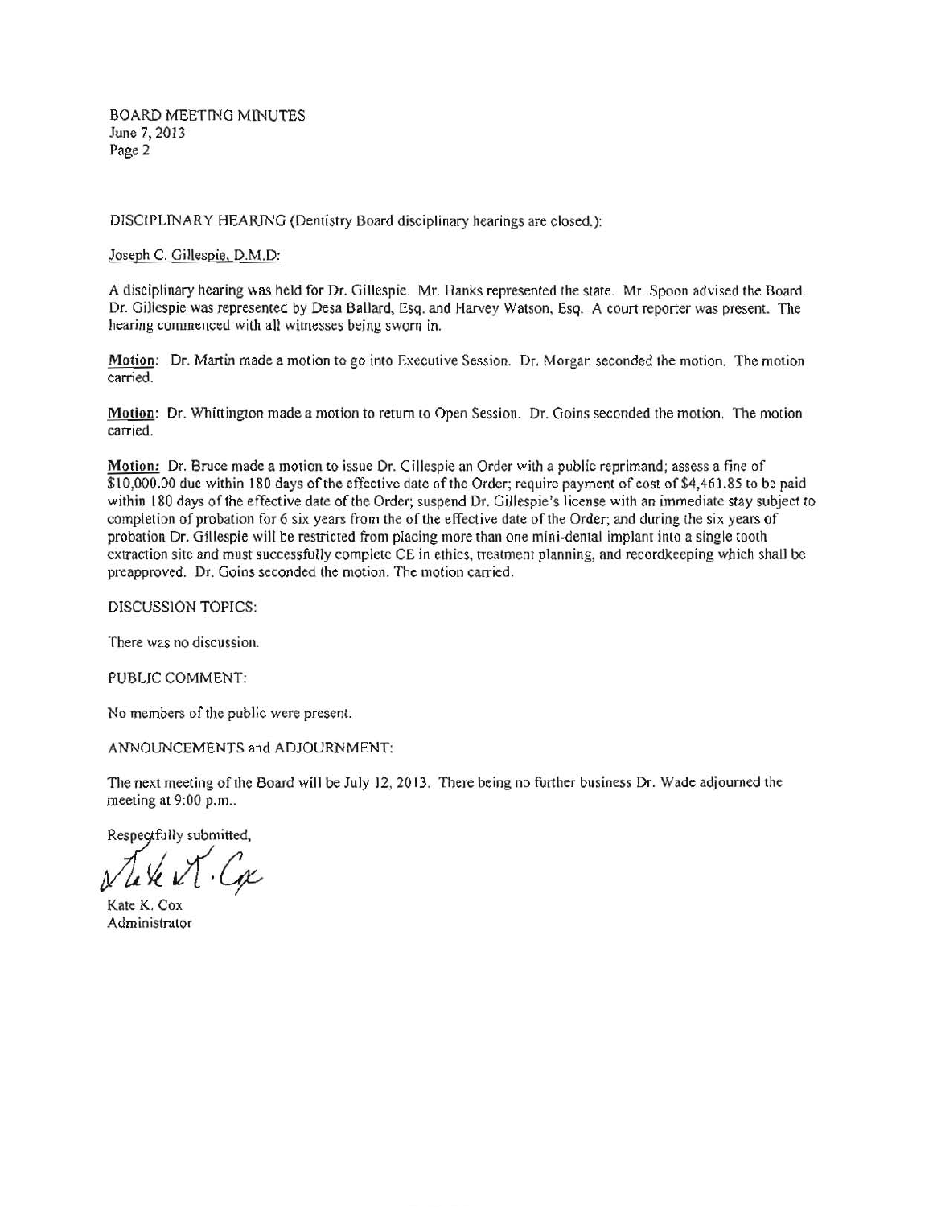DISCIPLINARY HEARING (Dentistry Board disciplinary hearings are closed.):

Joseph C. Gillespie, D.M.D:

A disciplinary hearing was held for Dr. Gillespie. Mr. Hanks represented the state. Mr. Spoon advised the Board. Dr. Gillespie was represented by Desa Ballard, Esq. and Harvey Watson, Esq. A court reporter was present. The hearing commenced with all witnesses being sworn in.

**Motion**: Dr. Martin made a motion to go into Executive Session. Dr. Morgan seconded the motion. The motion carried.

**Motion**: Dr. Whittington made a motion to return to Open Session. Dr. Goins seconded the motion. The motion carried.

**Motion:** Dr. Bruce made a motion to issue Dr. Gillespie an Order with a public reprimand; assess a fine of $10,000.00 due within 180 days of the effective date of the Order; require payment of cost of $4,461.85 to be paid within 180 days of the effective date of the Order; suspend Dr. Gillespie's license with an immediate stay subject to completion of probation for 6 six years from the of the effective date of the Order; and during the six years of probation Dr. Gillespie will be restricted from placing more than one mini-dental implant into a single tooth extraction site and must successfully complete CE in ethics, treatment planning, and recordkeeping which shall be preapproved. Dr. Goins seconded the motion. The motion carried.

DISCUSSION TOPICS:

There was no discussion.

PUBLIC COMMENT:

No members of the public were present.

ANNOUNCEMENTS and ADJOURNMENT:

The next meeting of the Board will be July 12, 2013. There being no further business Dr. Wade adjourned the meeting at 9:00 p.m..

Respectfully submitted,

Kate K. Cox
Administrator